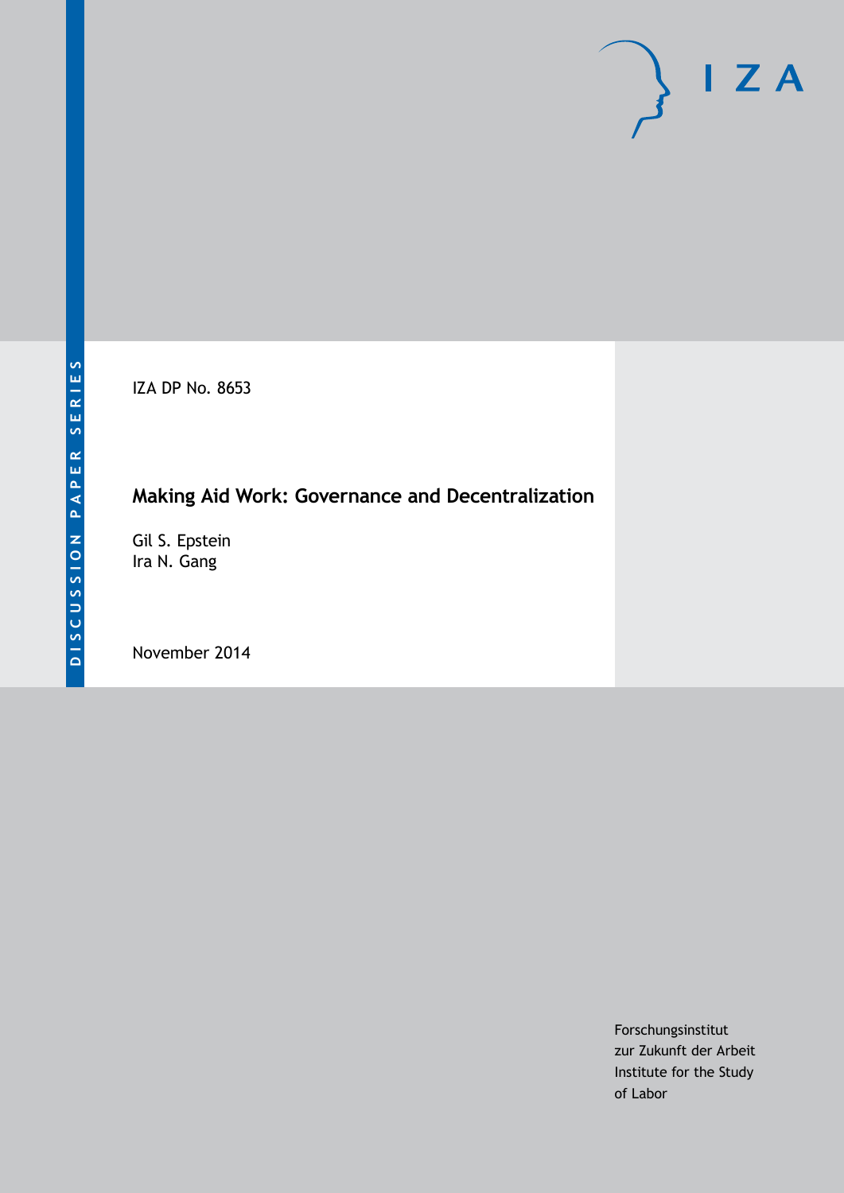DISCUSSION PAPER SERIES

IZA

IZA DP No. 8653

# Making Aid Work: Governance and Decentralization

Gil S. Epstein
Ira N. Gang

November 2014

Forschungsinstitut
zur Zukunft der Arbeit
Institute for the Study
of Labor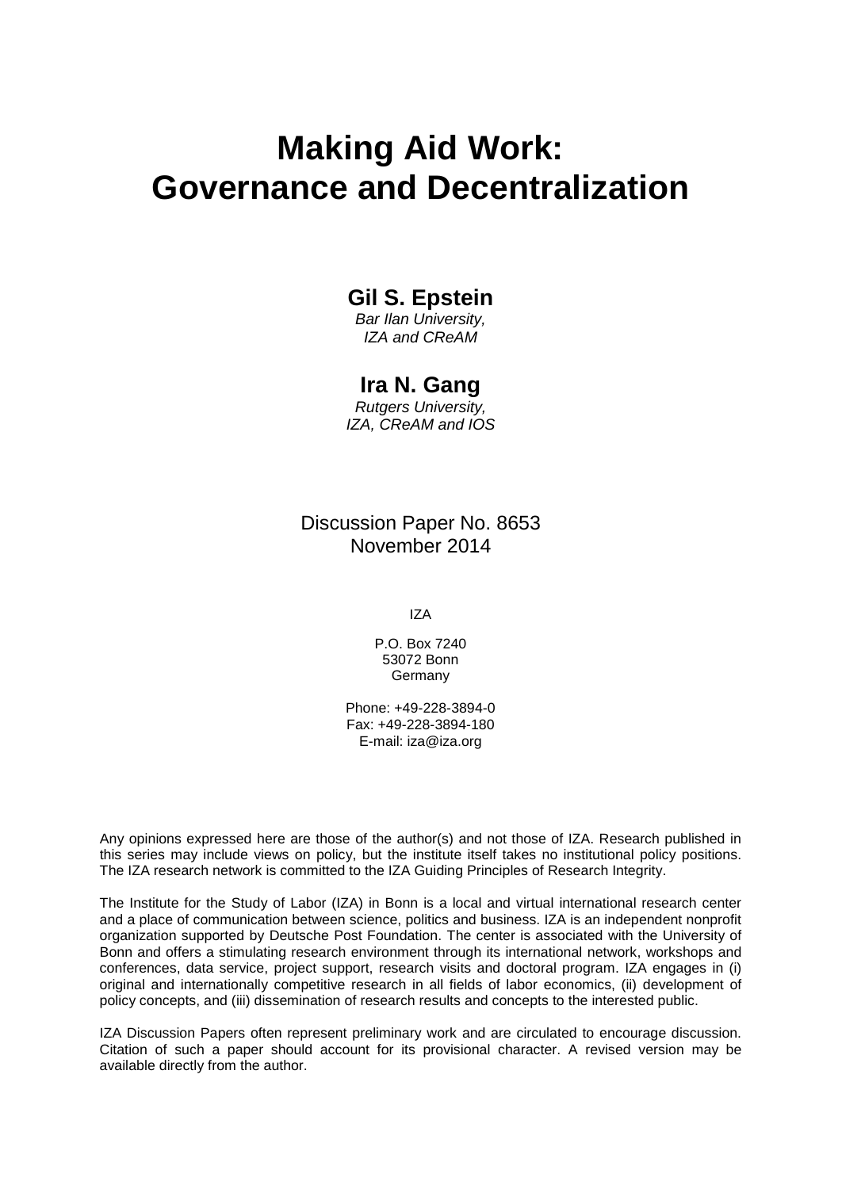# Making Aid Work: Governance and Decentralization

**Gil S. Epstein**
*Bar Ilan University,*
*IZA and CReAM*

**Ira N. Gang**
*Rutgers University,*
*IZA, CReAM and IOS*

Discussion Paper No. 8653
November 2014

IZA

P.O. Box 7240
53072 Bonn
Germany

Phone: +49-228-3894-0
Fax: +49-228-3894-180
E-mail: iza@iza.org

Any opinions expressed here are those of the author(s) and not those of IZA. Research published in this series may include views on policy, but the institute itself takes no institutional policy positions. The IZA research network is committed to the IZA Guiding Principles of Research Integrity.

The Institute for the Study of Labor (IZA) in Bonn is a local and virtual international research center and a place of communication between science, politics and business. IZA is an independent nonprofit organization supported by Deutsche Post Foundation. The center is associated with the University of Bonn and offers a stimulating research environment through its international network, workshops and conferences, data service, project support, research visits and doctoral program. IZA engages in (i) original and internationally competitive research in all fields of labor economics, (ii) development of policy concepts, and (iii) dissemination of research results and concepts to the interested public.

IZA Discussion Papers often represent preliminary work and are circulated to encourage discussion. Citation of such a paper should account for its provisional character. A revised version may be available directly from the author.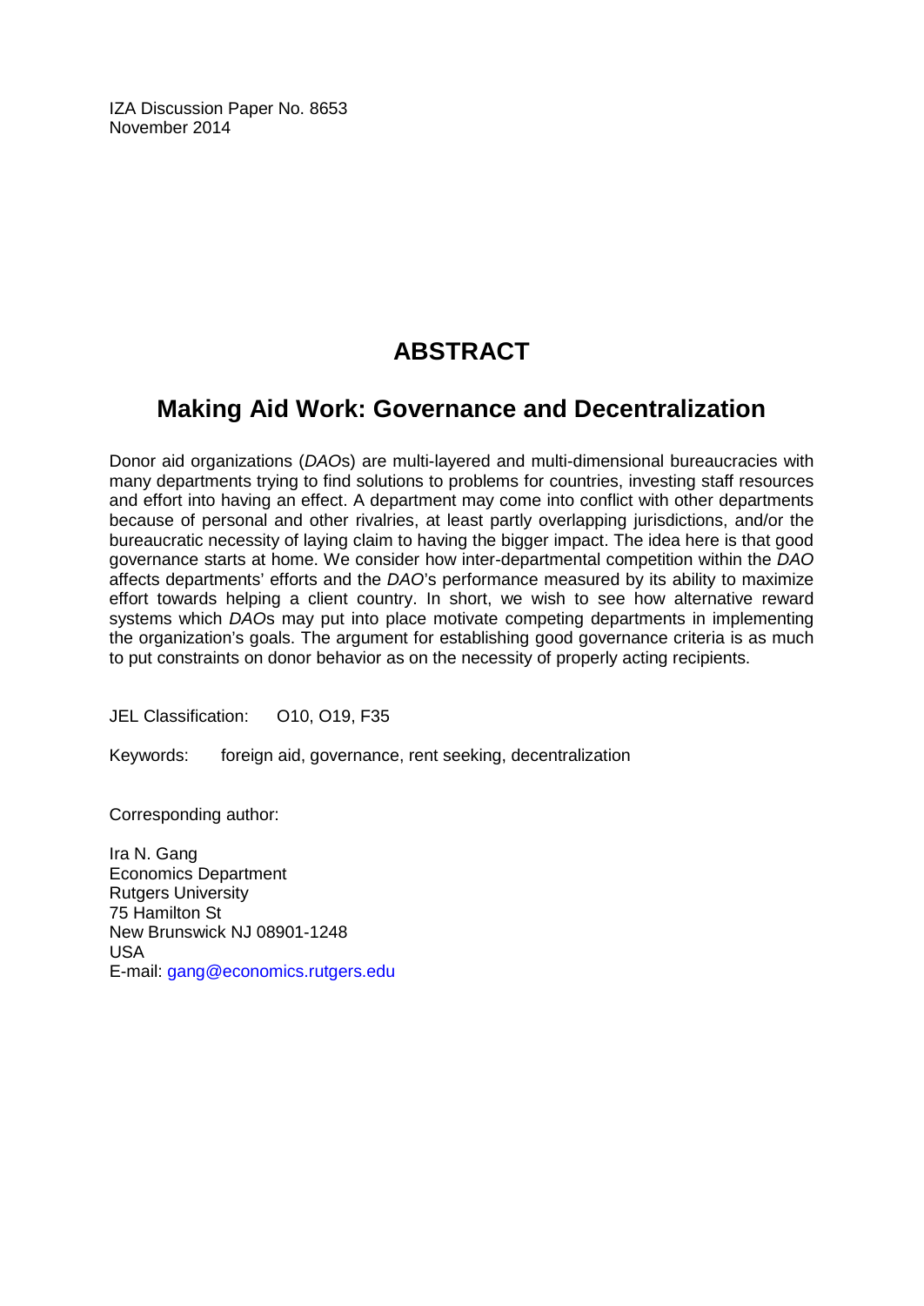IZA Discussion Paper No. 8653
November 2014

# ABSTRACT

## Making Aid Work: Governance and Decentralization

Donor aid organizations (*DAO*s) are multi-layered and multi-dimensional bureaucracies with many departments trying to find solutions to problems for countries, investing staff resources and effort into having an effect. A department may come into conflict with other departments because of personal and other rivalries, at least partly overlapping jurisdictions, and/or the bureaucratic necessity of laying claim to having the bigger impact. The idea here is that good governance starts at home. We consider how inter-departmental competition within the *DAO* affects departments' efforts and the *DAO*'s performance measured by its ability to maximize effort towards helping a client country. In short, we wish to see how alternative reward systems which *DAO*s may put into place motivate competing departments in implementing the organization's goals. The argument for establishing good governance criteria is as much to put constraints on donor behavior as on the necessity of properly acting recipients.

JEL Classification: O10, O19, F35

Keywords: foreign aid, governance, rent seeking, decentralization

Corresponding author:

Ira N. Gang
Economics Department
Rutgers University
75 Hamilton St
New Brunswick NJ 08901-1248
USA
E-mail: gang@economics.rutgers.edu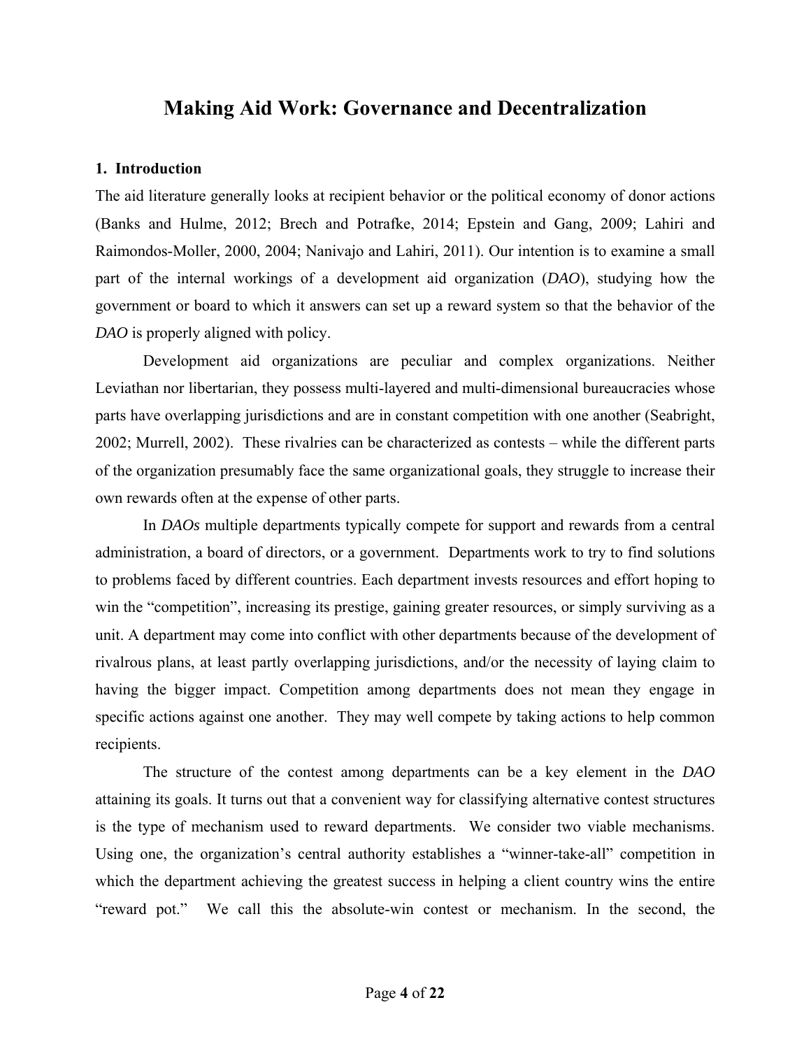# Making Aid Work: Governance and Decentralization

### 1. Introduction

The aid literature generally looks at recipient behavior or the political economy of donor actions (Banks and Hulme, 2012; Brech and Potrafke, 2014; Epstein and Gang, 2009; Lahiri and Raimondos-Moller, 2000, 2004; Nanivajo and Lahiri, 2011). Our intention is to examine a small part of the internal workings of a development aid organization (*DAO*), studying how the government or board to which it answers can set up a reward system so that the behavior of the *DAO* is properly aligned with policy.

Development aid organizations are peculiar and complex organizations. Neither Leviathan nor libertarian, they possess multi-layered and multi-dimensional bureaucracies whose parts have overlapping jurisdictions and are in constant competition with one another (Seabright, 2002; Murrell, 2002). These rivalries can be characterized as contests – while the different parts of the organization presumably face the same organizational goals, they struggle to increase their own rewards often at the expense of other parts.

In *DAOs* multiple departments typically compete for support and rewards from a central administration, a board of directors, or a government. Departments work to try to find solutions to problems faced by different countries. Each department invests resources and effort hoping to win the "competition", increasing its prestige, gaining greater resources, or simply surviving as a unit. A department may come into conflict with other departments because of the development of rivalrous plans, at least partly overlapping jurisdictions, and/or the necessity of laying claim to having the bigger impact. Competition among departments does not mean they engage in specific actions against one another. They may well compete by taking actions to help common recipients.

The structure of the contest among departments can be a key element in the *DAO* attaining its goals. It turns out that a convenient way for classifying alternative contest structures is the type of mechanism used to reward departments. We consider two viable mechanisms. Using one, the organization's central authority establishes a "winner-take-all" competition in which the department achieving the greatest success in helping a client country wins the entire "reward pot." We call this the absolute-win contest or mechanism. In the second, the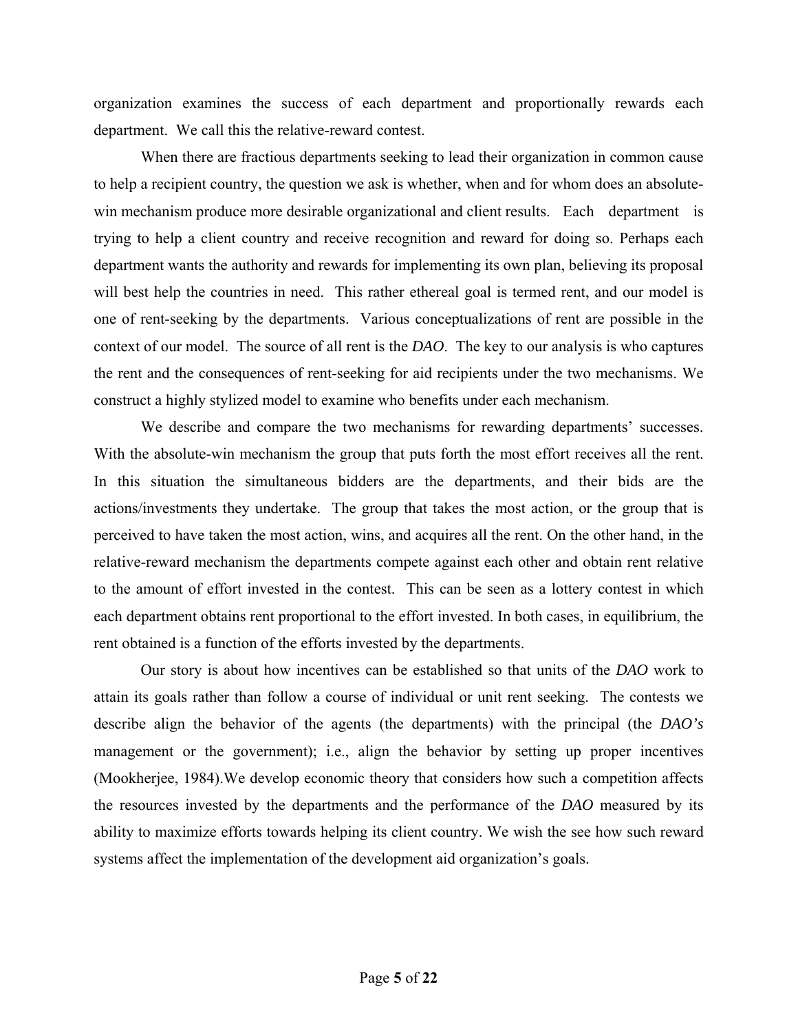organization examines the success of each department and proportionally rewards each department. We call this the relative-reward contest.

When there are fractious departments seeking to lead their organization in common cause to help a recipient country, the question we ask is whether, when and for whom does an absolute-win mechanism produce more desirable organizational and client results. Each department is trying to help a client country and receive recognition and reward for doing so. Perhaps each department wants the authority and rewards for implementing its own plan, believing its proposal will best help the countries in need. This rather ethereal goal is termed rent, and our model is one of rent-seeking by the departments. Various conceptualizations of rent are possible in the context of our model. The source of all rent is the *DAO*. The key to our analysis is who captures the rent and the consequences of rent-seeking for aid recipients under the two mechanisms. We construct a highly stylized model to examine who benefits under each mechanism.

We describe and compare the two mechanisms for rewarding departments' successes. With the absolute-win mechanism the group that puts forth the most effort receives all the rent. In this situation the simultaneous bidders are the departments, and their bids are the actions/investments they undertake. The group that takes the most action, or the group that is perceived to have taken the most action, wins, and acquires all the rent. On the other hand, in the relative-reward mechanism the departments compete against each other and obtain rent relative to the amount of effort invested in the contest. This can be seen as a lottery contest in which each department obtains rent proportional to the effort invested. In both cases, in equilibrium, the rent obtained is a function of the efforts invested by the departments.

Our story is about how incentives can be established so that units of the *DAO* work to attain its goals rather than follow a course of individual or unit rent seeking. The contests we describe align the behavior of the agents (the departments) with the principal (the *DAO's* management or the government); i.e., align the behavior by setting up proper incentives (Mookherjee, 1984).We develop economic theory that considers how such a competition affects the resources invested by the departments and the performance of the *DAO* measured by its ability to maximize efforts towards helping its client country. We wish the see how such reward systems affect the implementation of the development aid organization's goals.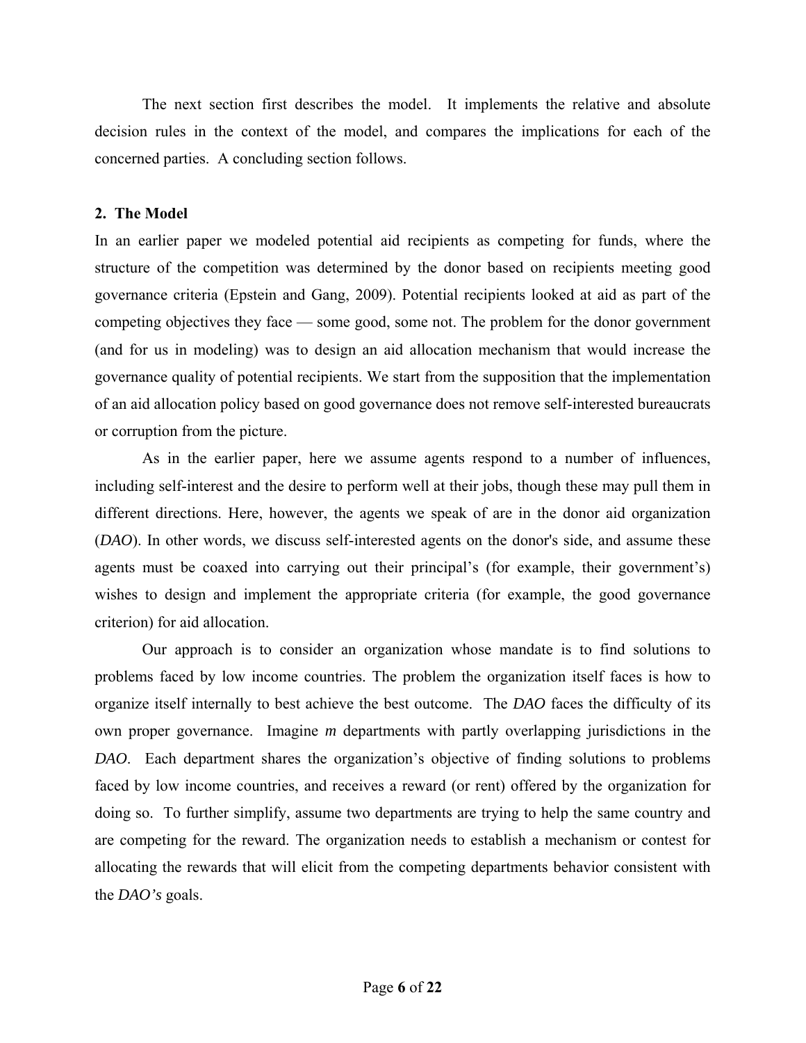The next section first describes the model. It implements the relative and absolute decision rules in the context of the model, and compares the implications for each of the concerned parties. A concluding section follows.

## 2. The Model

In an earlier paper we modeled potential aid recipients as competing for funds, where the structure of the competition was determined by the donor based on recipients meeting good governance criteria (Epstein and Gang, 2009). Potential recipients looked at aid as part of the competing objectives they face — some good, some not. The problem for the donor government (and for us in modeling) was to design an aid allocation mechanism that would increase the governance quality of potential recipients. We start from the supposition that the implementation of an aid allocation policy based on good governance does not remove self-interested bureaucrats or corruption from the picture.

As in the earlier paper, here we assume agents respond to a number of influences, including self-interest and the desire to perform well at their jobs, though these may pull them in different directions. Here, however, the agents we speak of are in the donor aid organization (*DAO*). In other words, we discuss self-interested agents on the donor's side, and assume these agents must be coaxed into carrying out their principal's (for example, their government's) wishes to design and implement the appropriate criteria (for example, the good governance criterion) for aid allocation.

Our approach is to consider an organization whose mandate is to find solutions to problems faced by low income countries. The problem the organization itself faces is how to organize itself internally to best achieve the best outcome. The *DAO* faces the difficulty of its own proper governance. Imagine *m* departments with partly overlapping jurisdictions in the *DAO*. Each department shares the organization's objective of finding solutions to problems faced by low income countries, and receives a reward (or rent) offered by the organization for doing so. To further simplify, assume two departments are trying to help the same country and are competing for the reward. The organization needs to establish a mechanism or contest for allocating the rewards that will elicit from the competing departments behavior consistent with the *DAO's* goals.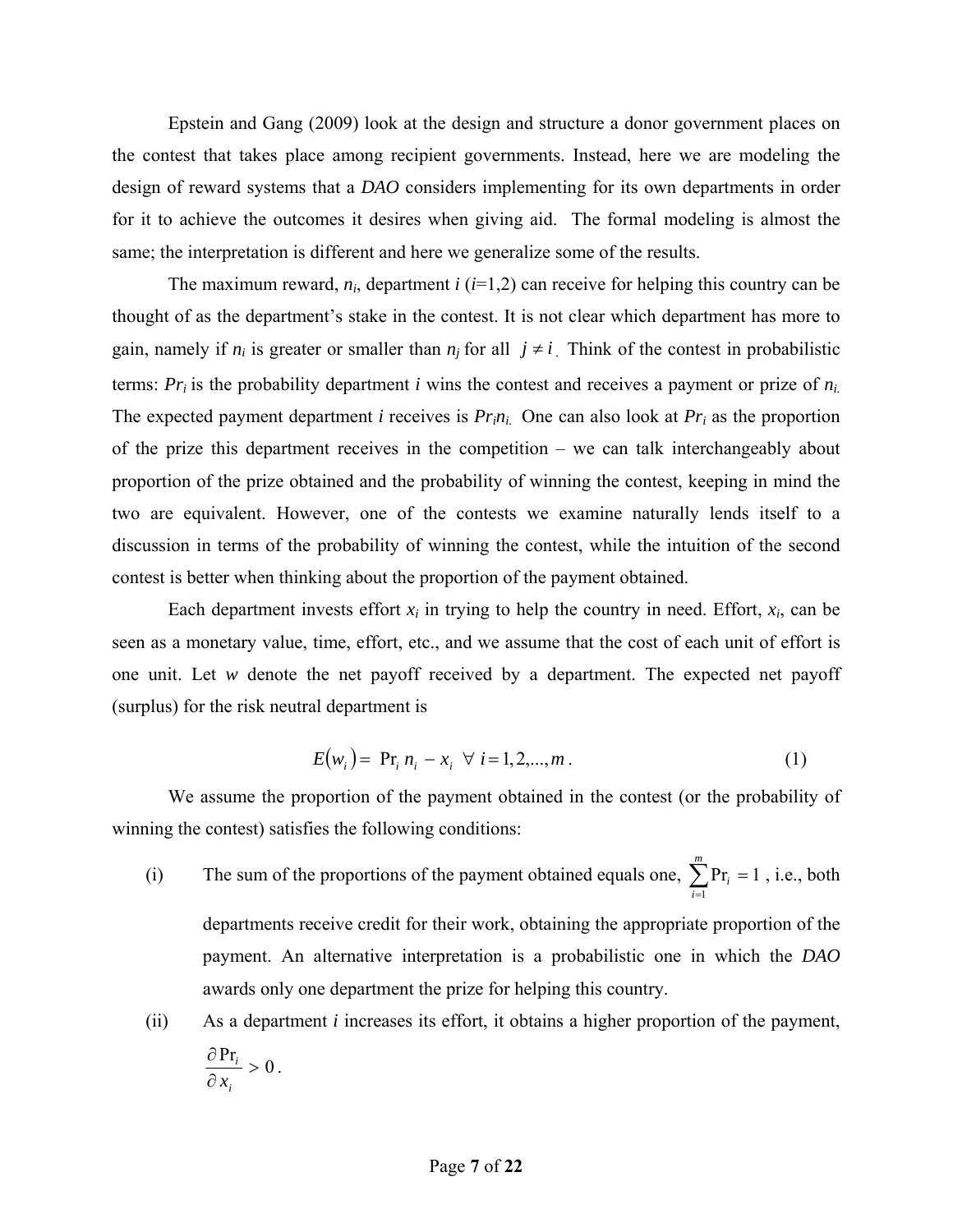Epstein and Gang (2009) look at the design and structure a donor government places on the contest that takes place among recipient governments. Instead, here we are modeling the design of reward systems that a *DAO* considers implementing for its own departments in order for it to achieve the outcomes it desires when giving aid. The formal modeling is almost the same; the interpretation is different and here we generalize some of the results.

The maximum reward, $n_i$, department $i$ ($i$=1,2) can receive for helping this country can be thought of as the department's stake in the contest. It is not clear which department has more to gain, namely if $n_i$ is greater or smaller than $n_j$ for all $j \neq i$. Think of the contest in probabilistic terms: $Pr_i$ is the probability department $i$ wins the contest and receives a payment or prize of $n_i$. The expected payment department $i$ receives is $Pr_i n_i$. One can also look at $Pr_i$ as the proportion of the prize this department receives in the competition – we can talk interchangeably about proportion of the prize obtained and the probability of winning the contest, keeping in mind the two are equivalent. However, one of the contests we examine naturally lends itself to a discussion in terms of the probability of winning the contest, while the intuition of the second contest is better when thinking about the proportion of the payment obtained.

Each department invests effort $x_i$ in trying to help the country in need. Effort, $x_i$, can be seen as a monetary value, time, effort, etc., and we assume that the cost of each unit of effort is one unit. Let $w$ denote the net payoff received by a department. The expected net payoff (surplus) for the risk neutral department is

$$E(w_i) = \Pr_i n_i - x_i \ \ \forall \ i = 1,2,...,m . \tag{1}$$

We assume the proportion of the payment obtained in the contest (or the probability of winning the contest) satisfies the following conditions:

(i) The sum of the proportions of the payment obtained equals one, $\sum_{i=1}^{m} \Pr_i = 1$, i.e., both departments receive credit for their work, obtaining the appropriate proportion of the payment. An alternative interpretation is a probabilistic one in which the *DAO* awards only one department the prize for helping this country.

(ii) As a department $i$ increases its effort, it obtains a higher proportion of the payment, $\frac{\partial \Pr_i}{\partial x_i} > 0$.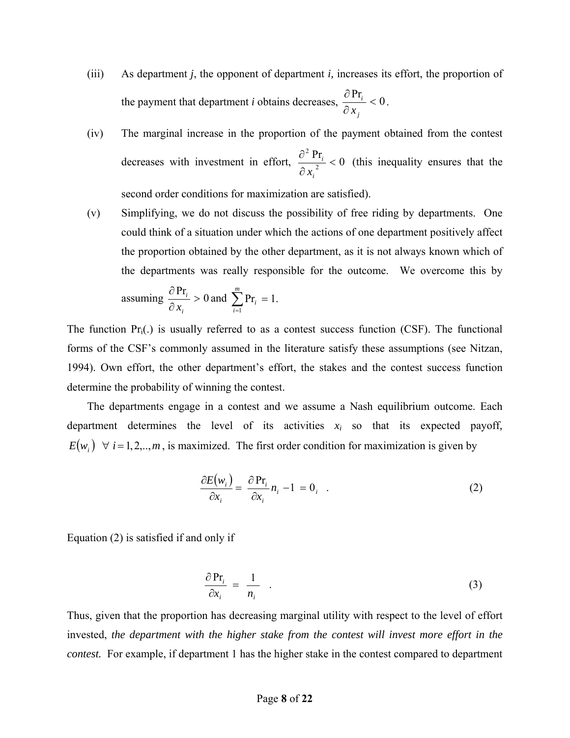(iii) As department *j*, the opponent of department *i*, increases its effort, the proportion of the payment that department *i* obtains decreases, $\frac{\partial \Pr_i}{\partial x_j} < 0$.

(iv) The marginal increase in the proportion of the payment obtained from the contest decreases with investment in effort, $\frac{\partial^2 \Pr_i}{\partial x_i^2} < 0$ (this inequality ensures that the second order conditions for maximization are satisfied).

(v) Simplifying, we do not discuss the possibility of free riding by departments. One could think of a situation under which the actions of one department positively affect the proportion obtained by the other department, as it is not always known which of the departments was really responsible for the outcome. We overcome this by assuming $\frac{\partial \Pr_i}{\partial x_i} > 0$ and $\sum_{i=1}^{m} \Pr_i = 1$.

The function $\Pr_i(.)$ is usually referred to as a contest success function (CSF). The functional forms of the CSF's commonly assumed in the literature satisfy these assumptions (see Nitzan, 1994). Own effort, the other department's effort, the stakes and the contest success function determine the probability of winning the contest.

The departments engage in a contest and we assume a Nash equilibrium outcome. Each department determines the level of its activities $x_i$ so that its expected payoff, $E(w_i) \;\; \forall \; i = 1, 2, .., m$, is maximized. The first order condition for maximization is given by

$$\frac{\partial E(w_i)}{\partial x_i} = \frac{\partial \Pr_i}{\partial x_i} n_i - 1 = 0_i \quad . \tag{2}$$

Equation (2) is satisfied if and only if

$$\frac{\partial \Pr_i}{\partial x_i} = \frac{1}{n_i} \quad . \tag{3}$$

Thus, given that the proportion has decreasing marginal utility with respect to the level of effort invested, *the department with the higher stake from the contest will invest more effort in the contest.* For example, if department 1 has the higher stake in the contest compared to department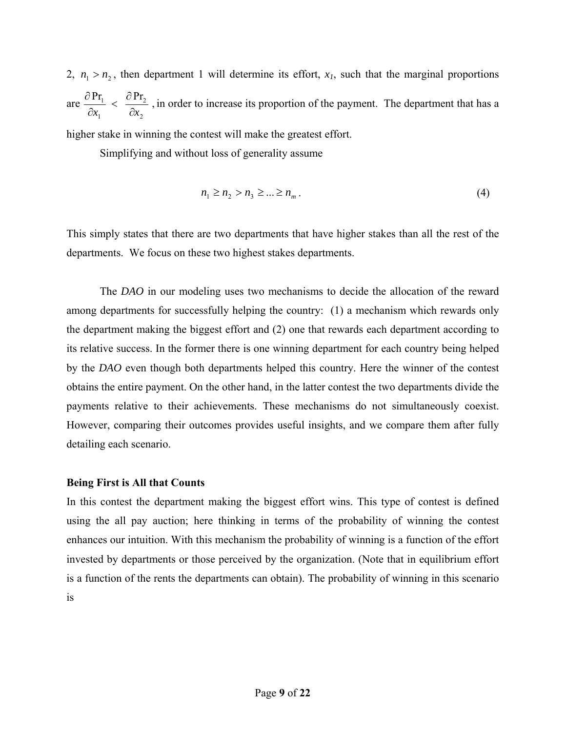2, $n_1 > n_2$, then department 1 will determine its effort, $x_1$, such that the marginal proportions are $\frac{\partial \Pr_1}{\partial x_1} < \frac{\partial \Pr_2}{\partial x_2}$, in order to increase its proportion of the payment. The department that has a higher stake in winning the contest will make the greatest effort.

Simplifying and without loss of generality assume

$$n_1 \geq n_2 > n_3 \geq ... \geq n_m \,. \tag{4}$$

This simply states that there are two departments that have higher stakes than all the rest of the departments. We focus on these two highest stakes departments.

The *DAO* in our modeling uses two mechanisms to decide the allocation of the reward among departments for successfully helping the country: (1) a mechanism which rewards only the department making the biggest effort and (2) one that rewards each department according to its relative success. In the former there is one winning department for each country being helped by the *DAO* even though both departments helped this country. Here the winner of the contest obtains the entire payment. On the other hand, in the latter contest the two departments divide the payments relative to their achievements. These mechanisms do not simultaneously coexist. However, comparing their outcomes provides useful insights, and we compare them after fully detailing each scenario.

**Being First is All that Counts**

In this contest the department making the biggest effort wins. This type of contest is defined using the all pay auction; here thinking in terms of the probability of winning the contest enhances our intuition. With this mechanism the probability of winning is a function of the effort invested by departments or those perceived by the organization. (Note that in equilibrium effort is a function of the rents the departments can obtain). The probability of winning in this scenario is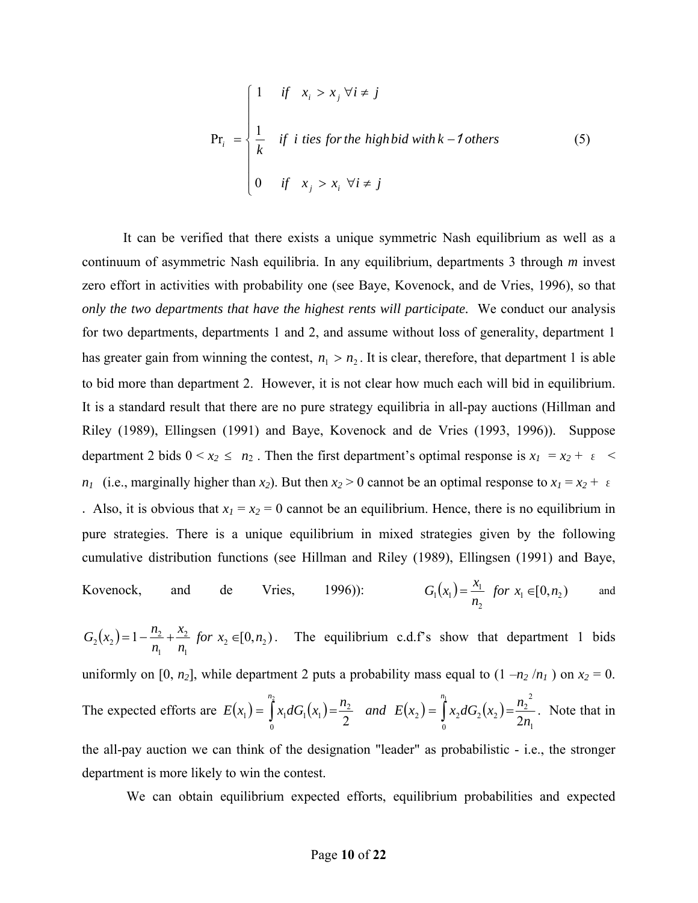$$
\Pr_i = \begin{cases} 1 & if \quad x_i > x_j \ \forall i \neq j \\ \\ \frac{1}{k} & if \ \ i \ ties \ for \ the \ high \ bid \ with \ k-1 \ others \\ \\ 0 & if \quad x_j > x_i \ \forall i \neq j \end{cases} \tag{5}
$$

It can be verified that there exists a unique symmetric Nash equilibrium as well as a continuum of asymmetric Nash equilibria. In any equilibrium, departments 3 through *m* invest zero effort in activities with probability one (see Baye, Kovenock, and de Vries, 1996), so that *only the two departments that have the highest rents will participate.* We conduct our analysis for two departments, departments 1 and 2, and assume without loss of generality, department 1 has greater gain from winning the contest, $n_1 > n_2$. It is clear, therefore, that department 1 is able to bid more than department 2. However, it is not clear how much each will bid in equilibrium. It is a standard result that there are no pure strategy equilibria in all-pay auctions (Hillman and Riley (1989), Ellingsen (1991) and Baye, Kovenock and de Vries (1993, 1996)). Suppose department 2 bids $0 < x_2 \leq n_2$. Then the first department's optimal response is $x_1 = x_2 + \varepsilon < n_1$ (i.e., marginally higher than $x_2$). But then $x_2 > 0$ cannot be an optimal response to $x_1 = x_2 + \varepsilon$. Also, it is obvious that $x_1 = x_2 = 0$ cannot be an equilibrium. Hence, there is no equilibrium in pure strategies. There is a unique equilibrium in mixed strategies given by the following cumulative distribution functions (see Hillman and Riley (1989), Ellingsen (1991) and Baye, Kovenock, and de Vries, 1996)): $G_1(x_1) = \frac{x_1}{n_2}$ $for$ $x_1 \in [0, n_2)$ and $G_2(x_2) = 1 - \frac{n_2}{n_1} + \frac{x_2}{n_1}$ $for$ $x_2 \in [0, n_2)$. The equilibrium c.d.f's show that department 1 bids uniformly on [0, $n_2$], while department 2 puts a probability mass equal to ($1 - n_2/n_1$) on $x_2 = 0$. The expected efforts are $E(x_1) = \int_0^{n_2} x_1 dG_1(x_1) = \frac{n_2}{2}$ $and$ $E(x_2) = \int_0^{n_1} x_2 dG_2(x_2) = \frac{n_2^{\,2}}{2n_1}$. Note that in the all-pay auction we can think of the designation "leader" as probabilistic - i.e., the stronger department is more likely to win the contest.

We can obtain equilibrium expected efforts, equilibrium probabilities and expected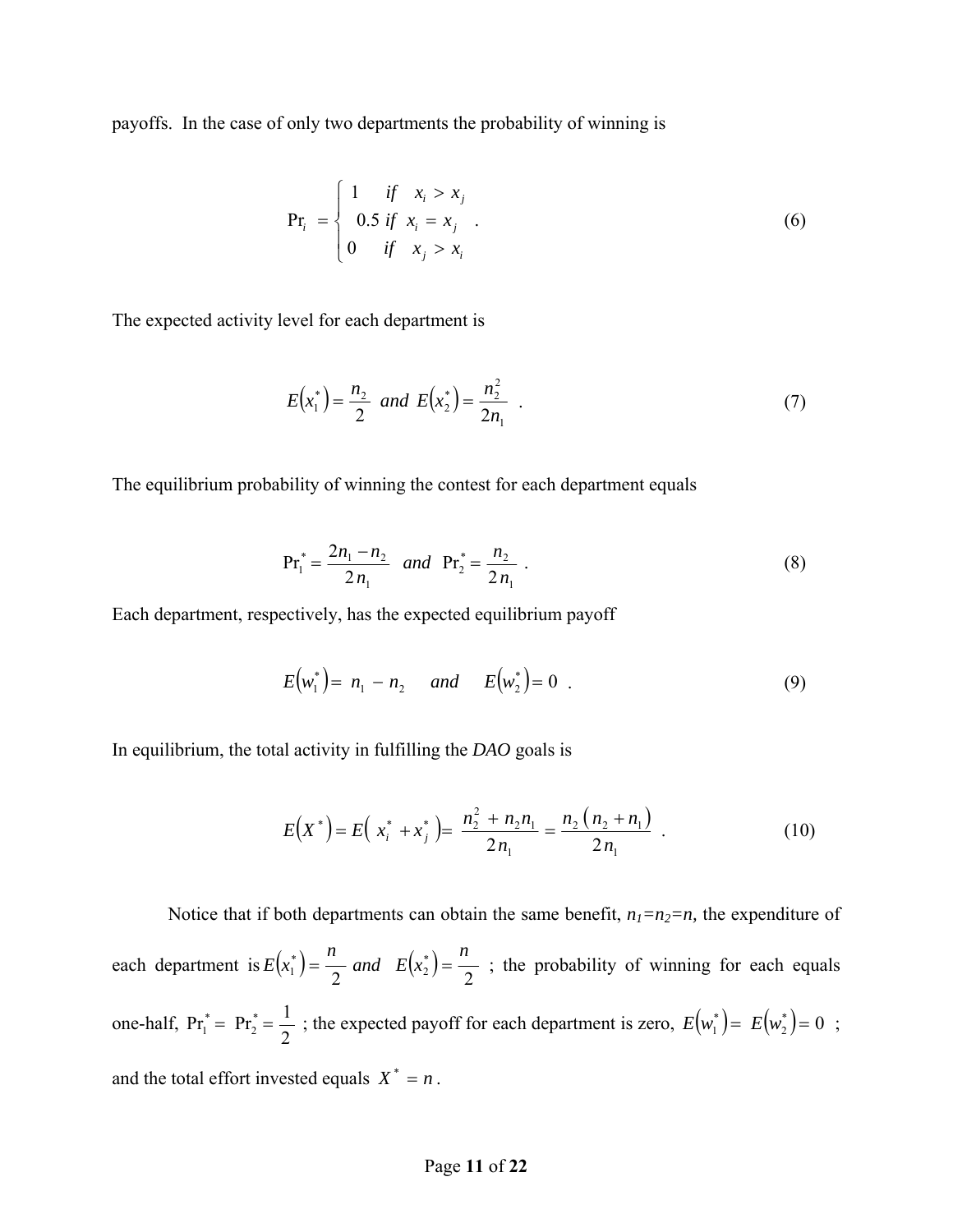payoffs. In the case of only two departments the probability of winning is

$$\Pr_i = \begin{cases} 1 & if \quad x_i > x_j \\ 0.5 & if \quad x_i = x_j \\ 0 & if \quad x_j > x_i \end{cases} . \tag{6}$$

The expected activity level for each department is

$$E\left(x_1^*\right) = \frac{n_2}{2} \;\; and \;\; E\left(x_2^*\right) = \frac{n_2^2}{2n_1} \quad . \tag{7}$$

The equilibrium probability of winning the contest for each department equals

$$\Pr_1^* = \frac{2n_1 - n_2}{2n_1} \quad and \quad \Pr_2^* = \frac{n_2}{2n_1} \; . \tag{8}$$

Each department, respectively, has the expected equilibrium payoff

$$E\left(w_1^*\right) = n_1 - n_2 \quad and \quad E\left(w_2^*\right) = 0 \; . \tag{9}$$

In equilibrium, the total activity in fulfilling the *DAO* goals is

$$E\left(X^*\right) = E\left(\, x_i^* + x_j^* \,\right) = \frac{n_2^2 + n_2 n_1}{2n_1} = \frac{n_2\left(n_2 + n_1\right)}{2n_1} \; . \tag{10}$$

Notice that if both departments can obtain the same benefit, $n_1 = n_2 = n$, the expenditure of each department is $E\left(x_1^*\right) = \frac{n}{2}$ *and* $E\left(x_2^*\right) = \frac{n}{2}$ ; the probability of winning for each equals one-half, $\Pr_1^* = \Pr_2^* = \frac{1}{2}$ ; the expected payoff for each department is zero, $E\left(w_1^*\right) = E\left(w_2^*\right) = 0$ ; and the total effort invested equals $X^* = n$.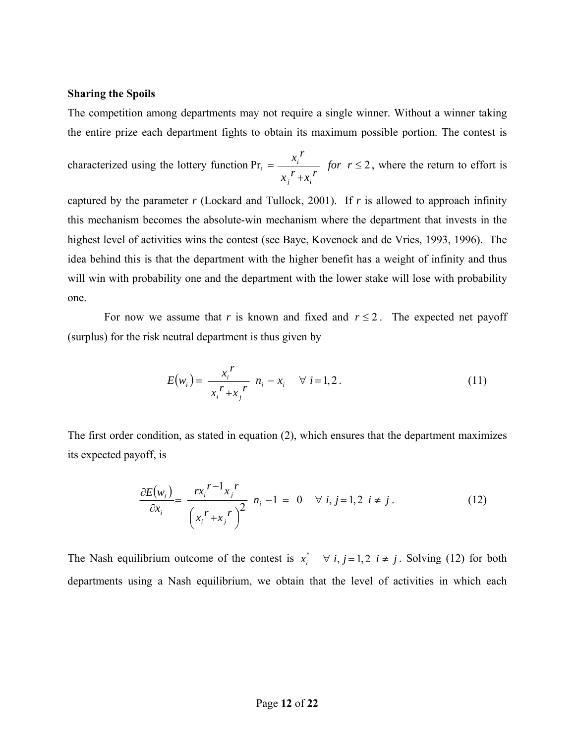**Sharing the Spoils**

The competition among departments may not require a single winner. Without a winner taking the entire prize each department fights to obtain its maximum possible portion. The contest is characterized using the lottery function $\Pr_i = \dfrac{x_i^{\,r}}{x_j^{\,r} + x_i^{\,r}}$ *for* $r \leq 2$, where the return to effort is captured by the parameter *r* (Lockard and Tullock, 2001). If *r* is allowed to approach infinity this mechanism becomes the absolute-win mechanism where the department that invests in the highest level of activities wins the contest (see Baye, Kovenock and de Vries, 1993, 1996). The idea behind this is that the department with the higher benefit has a weight of infinity and thus will win with probability one and the department with the lower stake will lose with probability one.

For now we assume that *r* is known and fixed and $r \leq 2$. The expected net payoff (surplus) for the risk neutral department is thus given by

$$E(w_i) = \frac{x_i^{\,r}}{x_i^{\,r} + x_j^{\,r}}\; n_i - x_i \quad \forall\ i = 1,2\,. \tag{11}$$

The first order condition, as stated in equation (2), which ensures that the department maximizes its expected payoff, is

$$\frac{\partial E(w_i)}{\partial x_i} = \frac{r x_i^{\,r-1} x_j^{\,r}}{\left(x_i^{\,r} + x_j^{\,r}\right)^2}\; n_i - 1 \;=\; 0 \quad \forall\ i, j = 1,2 \;\; i \neq j\,. \tag{12}$$

The Nash equilibrium outcome of the contest is $x_i^* \quad \forall\ i, j = 1,2 \;\; i \neq j$. Solving (12) for both departments using a Nash equilibrium, we obtain that the level of activities in which each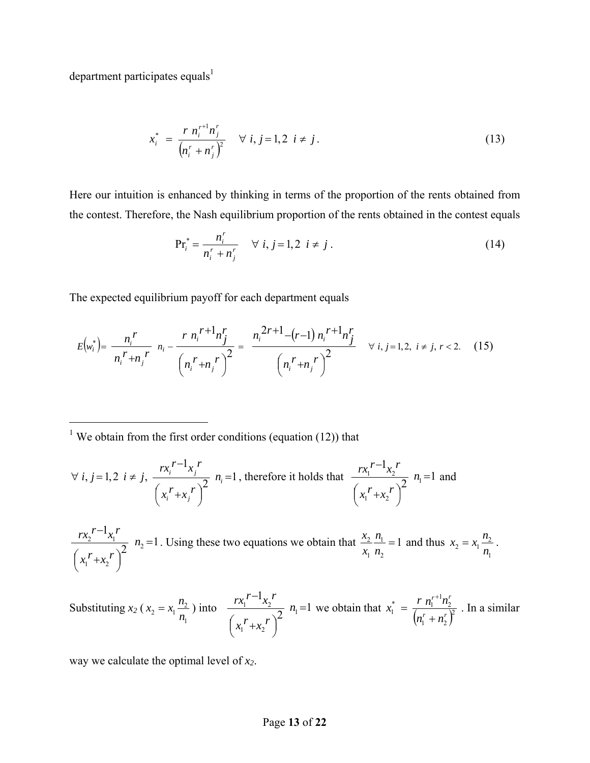department participates equals[1]

$$x_i^* = \frac{r\, n_i^{r+1} n_j^r}{\left(n_i^r + n_j^r\right)^2} \quad \forall\ i, j = 1,2\ \ i \neq j. \tag{13}$$

Here our intuition is enhanced by thinking in terms of the proportion of the rents obtained from the contest. Therefore, the Nash equilibrium proportion of the rents obtained in the contest equals

$$\Pr_i^* = \frac{n_i^r}{n_i^r + n_j^r} \quad \forall\ i, j = 1,2\ \ i \neq j. \tag{14}$$

The expected equilibrium payoff for each department equals

$$E\left(w_i^*\right) = \frac{n_i^r}{n_i^r + n_j^r}\ n_i - \frac{r\, n_i^{r+1} n_j^r}{\left(n_i^r + n_j^r\right)^2} = \frac{n_i^{2r+1} - (r-1)\, n_i^{r+1} n_j^r}{\left(n_i^r + n_j^r\right)^2} \quad \forall\ i, j = 1,2,\ i \neq j,\ r < 2. \tag{15}$$

---

[1] We obtain from the first order conditions (equation (12)) that

$\forall\ i, j = 1,2\ \ i \neq j,\ \dfrac{r x_i^{r-1} x_j^r}{\left(x_i^r + x_j^r\right)^2}\ n_i = 1$, therefore it holds that $\dfrac{r x_1^{r-1} x_2^r}{\left(x_1^r + x_2^r\right)^2}\ n_1 = 1$ and

$\dfrac{r x_2^{r-1} x_1^r}{\left(x_1^r + x_2^r\right)^2}\ n_2 = 1$. Using these two equations we obtain that $\dfrac{x_2}{x_1}\dfrac{n_1}{n_2} = 1$ and thus $x_2 = x_1 \dfrac{n_2}{n_1}$.

Substituting $x_2$ ($x_2 = x_1 \dfrac{n_2}{n_1}$) into $\dfrac{r x_1^{r-1} x_2^r}{\left(x_1^r + x_2^r\right)^2}\ n_1 = 1$ we obtain that $x_1^* = \dfrac{r\, n_1^{r+1} n_2^r}{\left(n_1^r + n_2^r\right)^2}$. In a similar way we calculate the optimal level of $x_2$.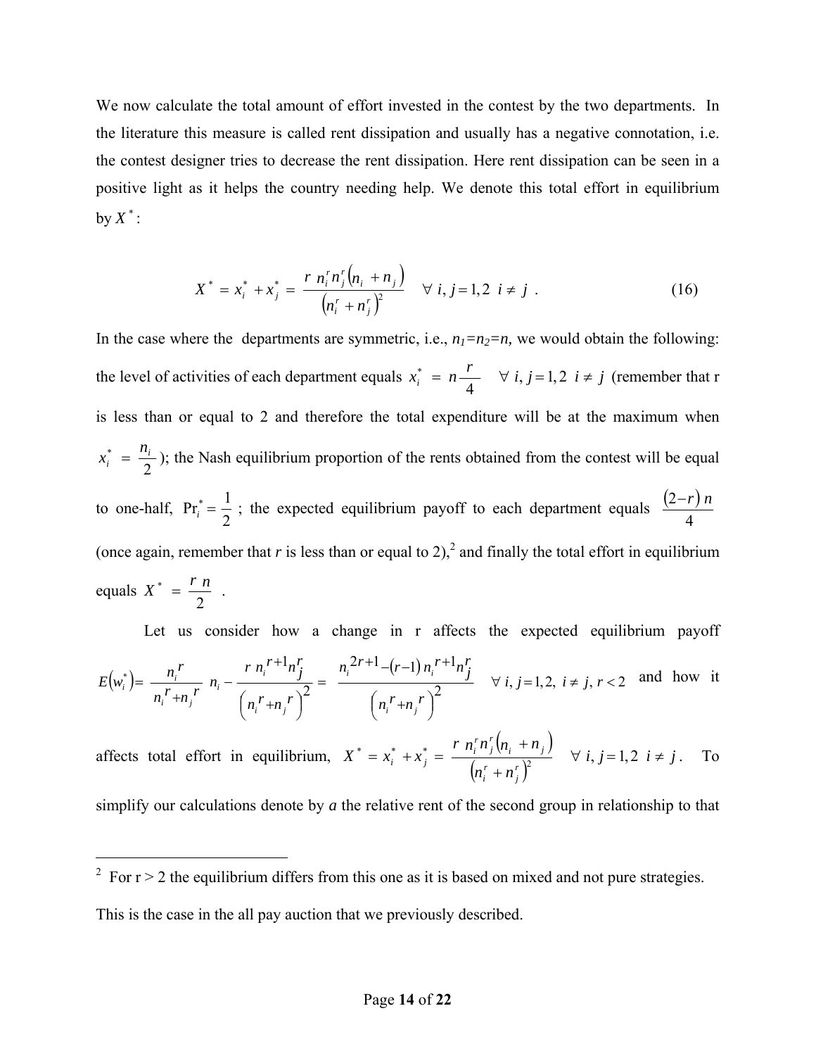We now calculate the total amount of effort invested in the contest by the two departments. In the literature this measure is called rent dissipation and usually has a negative connotation, i.e. the contest designer tries to decrease the rent dissipation. Here rent dissipation can be seen in a positive light as it helps the country needing help. We denote this total effort in equilibrium by $X^*$:

$$X^* = x_i^* + x_j^* = \frac{r\ n_i^r n_j^r \left(n_i + n_j\right)}{\left(n_i^r + n_j^r\right)^2} \quad \forall\ i, j = 1,2\ \ i \neq j\ . \tag{16}$$

In the case where the departments are symmetric, i.e., $n_1=n_2=n$, we would obtain the following: the level of activities of each department equals $x_i^* = n\frac{r}{4} \quad \forall\ i, j = 1,2\ \ i \neq j$ (remember that r is less than or equal to 2 and therefore the total expenditure will be at the maximum when $x_i^* = \frac{n_i}{2}$); the Nash equilibrium proportion of the rents obtained from the contest will be equal to one-half, $\Pr_i^* = \frac{1}{2}$ ; the expected equilibrium payoff to each department equals $\frac{(2-r)\ n}{4}$ (once again, remember that $r$ is less than or equal to 2),[2] and finally the total effort in equilibrium equals $X^* = \frac{r\ n}{2}$ .

Let us consider how a change in r affects the expected equilibrium payoff $E\left(w_i^*\right) = \frac{n_i^r}{n_i^r + n_j^r}\ n_i - \frac{r\ n_i^{r+1} n_j^r}{\left(n_i^r + n_j^r\right)^2} = \frac{n_i^{2r+1} - (r-1)\ n_i^{r+1} n_j^r}{\left(n_i^r + n_j^r\right)^2} \quad \forall\ i, j = 1,2,\ i \neq j,\ r < 2$ and how it affects total effort in equilibrium, $X^* = x_i^* + x_j^* = \frac{r\ n_i^r n_j^r \left(n_i + n_j\right)}{\left(n_i^r + n_j^r\right)^2} \quad \forall\ i, j = 1,2\ \ i \neq j$. To simplify our calculations denote by $a$ the relative rent of the second group in relationship to that

[2] For r > 2 the equilibrium differs from this one as it is based on mixed and not pure strategies. This is the case in the all pay auction that we previously described.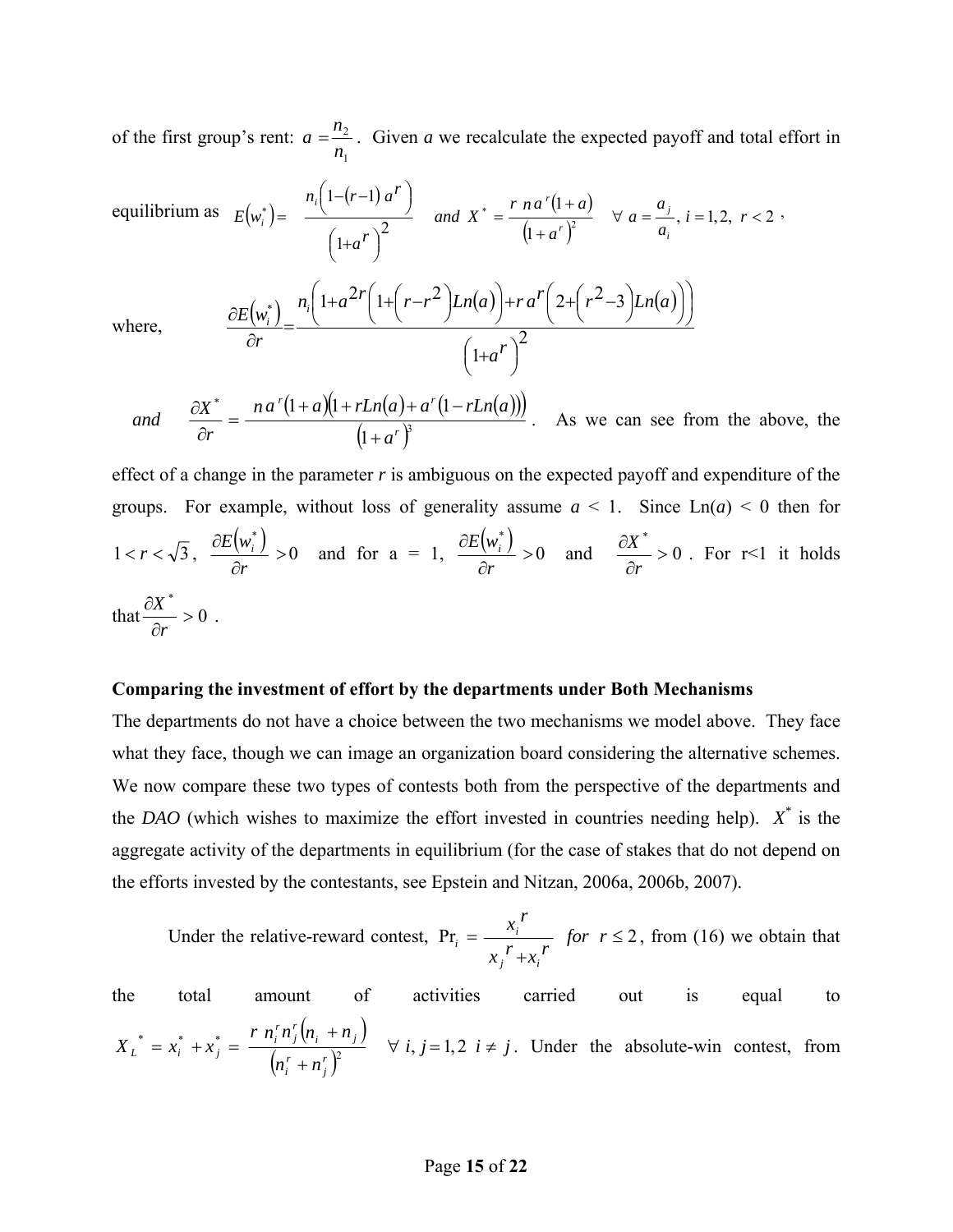of the first group's rent: $a = \frac{n_2}{n_1}$. Given *a* we recalculate the expected payoff and total effort in equilibrium as $E(w_i^*) = \frac{n_i\left(1-(r-1)\,a^r\right)}{\left(1+a^r\right)^2}$ *and* $X^* = \frac{r\; n a^r(1+a)}{\left(1+a^r\right)^2} \quad \forall\; a = \frac{a_j}{a_i},\; i=1,2,\; r<2$,

where, $$\frac{\partial E(w_i^*)}{\partial r} = \frac{n_i\left(1+a^{2r}\left(1+\left(r-r^2\right)Ln(a)\right)+r\,a^r\left(2+\left(r^2-3\right)Ln(a)\right)\right)}{\left(1+a^r\right)^2}$$

*and* $\frac{\partial X^*}{\partial r} = \frac{n\,a^r(1+a)\left(1+rLn(a)+a^r(1-rLn(a))\right)}{\left(1+a^r\right)^3}$. As we can see from the above, the effect of a change in the parameter *r* is ambiguous on the expected payoff and expenditure of the groups. For example, without loss of generality assume $a < 1$. Since Ln($a$) < 0 then for $1 < r < \sqrt{3}$, $\frac{\partial E(w_i^*)}{\partial r} > 0$ and for a = 1, $\frac{\partial E(w_i^*)}{\partial r} > 0$ and $\frac{\partial X^*}{\partial r} > 0$. For r<1 it holds that $\frac{\partial X^*}{\partial r} > 0$.

**Comparing the investment of effort by the departments under Both Mechanisms**

The departments do not have a choice between the two mechanisms we model above. They face what they face, though we can image an organization board considering the alternative schemes. We now compare these two types of contests both from the perspective of the departments and the *DAO* (which wishes to maximize the effort invested in countries needing help). $X^*$ is the aggregate activity of the departments in equilibrium (for the case of stakes that do not depend on the efforts invested by the contestants, see Epstein and Nitzan, 2006a, 2006b, 2007).

Under the relative-reward contest, $\Pr_i = \frac{x_i^{\,r}}{x_j^{\,r}+x_i^{\,r}}$ *for* $r \le 2$, from (16) we obtain that the total amount of activities carried out is equal to $X_L^{\,*} = x_i^* + x_j^* = \frac{r\; n_i^r n_j^r\left(n_i + n_j\right)}{\left(n_i^r + n_j^r\right)^2} \quad \forall\; i, j = 1,2\;\; i \ne j$. Under the absolute-win contest, from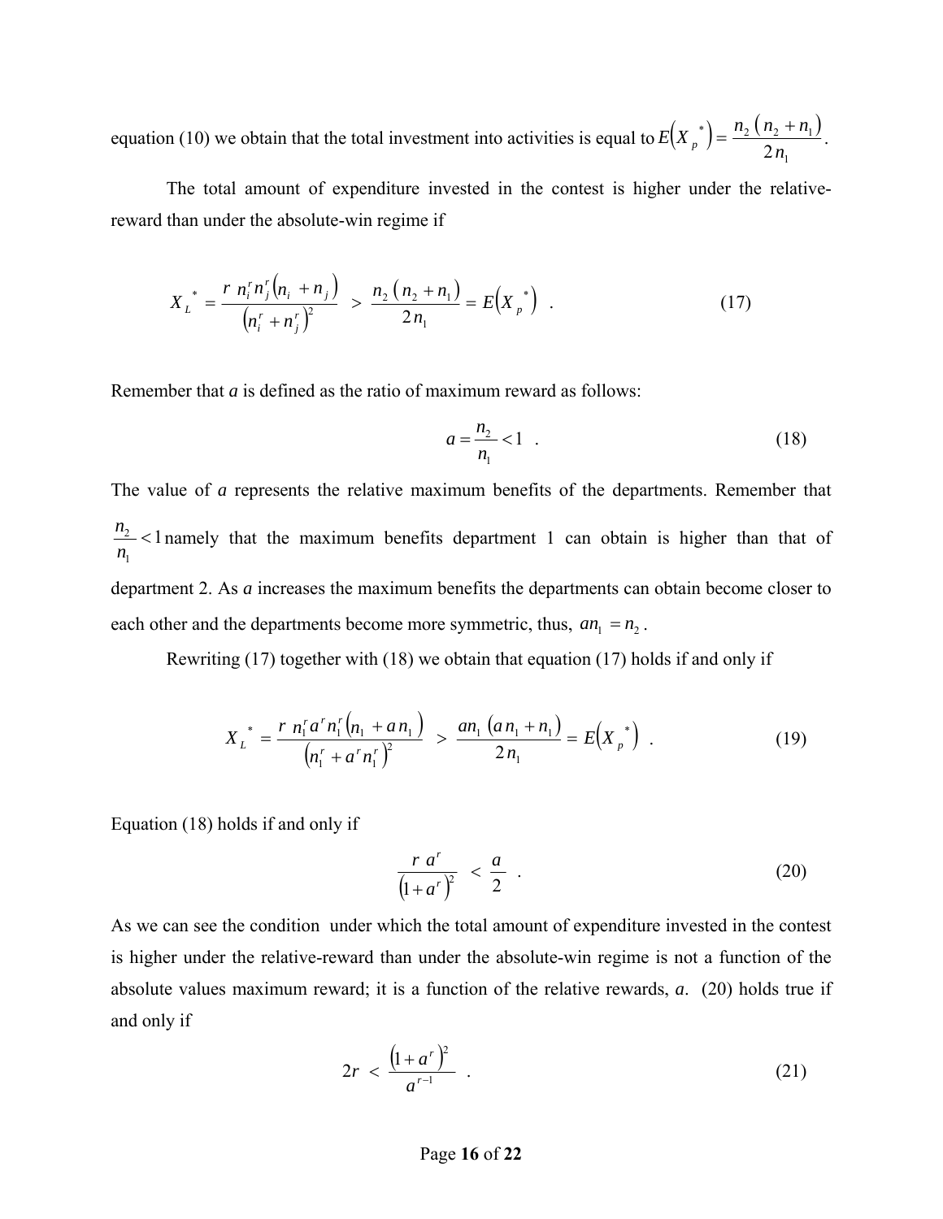equation (10) we obtain that the total investment into activities is equal to $E\left(X_p^*\right) = \dfrac{n_2\left(n_2 + n_1\right)}{2n_1}$.

The total amount of expenditure invested in the contest is higher under the relative-reward than under the absolute-win regime if

$$X_L^* = \frac{r\ n_i^r n_j^r \left(n_i + n_j\right)}{\left(n_i^r + n_j^r\right)^2} \ > \ \frac{n_2\left(n_2 + n_1\right)}{2n_1} = E\left(X_p^*\right) \quad . \tag{17}$$

Remember that *a* is defined as the ratio of maximum reward as follows:

$$a = \frac{n_2}{n_1} < 1 \quad . \tag{18}$$

The value of *a* represents the relative maximum benefits of the departments. Remember that $\frac{n_2}{n_1} < 1$ namely that the maximum benefits department 1 can obtain is higher than that of department 2. As *a* increases the maximum benefits the departments can obtain become closer to each other and the departments become more symmetric, thus, $an_1 = n_2$.

Rewriting (17) together with (18) we obtain that equation (17) holds if and only if

$$X_L^* = \frac{r\ n_1^r a^r n_1^r \left(n_1 + a\,n_1\right)}{\left(n_1^r + a^r n_1^r\right)^2} \ > \ \frac{an_1\left(a\,n_1 + n_1\right)}{2n_1} = E\left(X_p^*\right) \quad . \tag{19}$$

Equation (18) holds if and only if

$$\frac{r\ a^r}{\left(1 + a^r\right)^2} \ < \ \frac{a}{2} \quad . \tag{20}$$

As we can see the condition under which the total amount of expenditure invested in the contest is higher under the relative-reward than under the absolute-win regime is not a function of the absolute values maximum reward; it is a function of the relative rewards, *a*. (20) holds true if and only if

$$2r \ < \ \frac{\left(1 + a^r\right)^2}{a^{r-1}} \quad . \tag{21}$$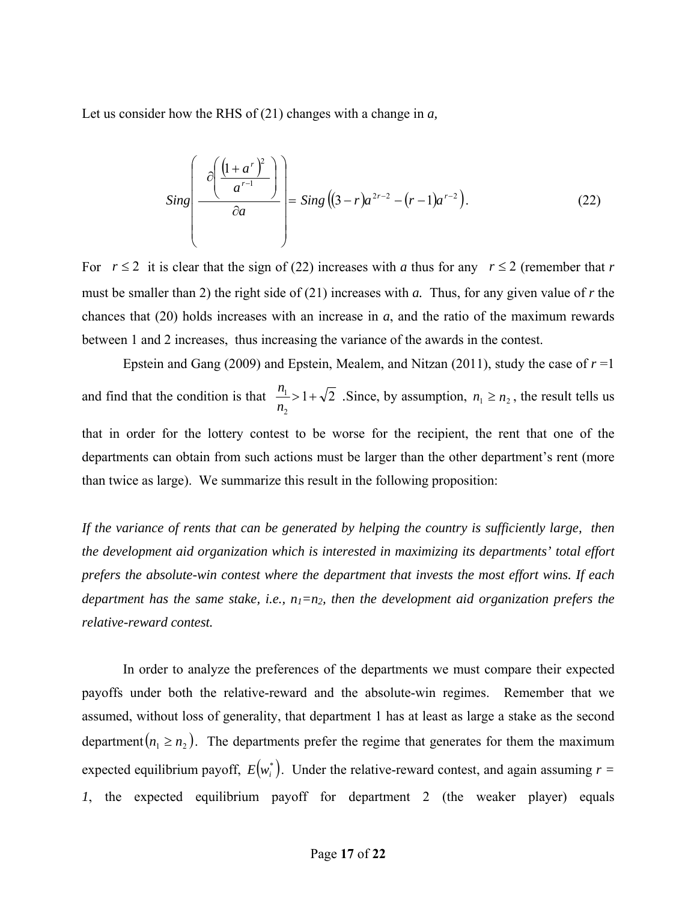Let us consider how the RHS of (21) changes with a change in *a*,

$$Sing\left(\frac{\partial\left(\frac{\left(1+a^r\right)^2}{a^{r-1}}\right)}{\partial a}\right) = Sing\left((3-r)a^{2r-2} - (r-1)a^{r-2}\right). \tag{22}$$

For $r \leq 2$ it is clear that the sign of (22) increases with *a* thus for any $r \leq 2$ (remember that *r* must be smaller than 2) the right side of (21) increases with *a.* Thus, for any given value of *r* the chances that (20) holds increases with an increase in *a*, and the ratio of the maximum rewards between 1 and 2 increases, thus increasing the variance of the awards in the contest.

Epstein and Gang (2009) and Epstein, Mealem, and Nitzan (2011), study the case of $r = 1$ and find that the condition is that $\frac{n_1}{n_2} > 1 + \sqrt{2}$ .Since, by assumption, $n_1 \geq n_2$, the result tells us that in order for the lottery contest to be worse for the recipient, the rent that one of the departments can obtain from such actions must be larger than the other department's rent (more than twice as large). We summarize this result in the following proposition:

*If the variance of rents that can be generated by helping the country is sufficiently large, then the development aid organization which is interested in maximizing its departments' total effort prefers the absolute-win contest where the department that invests the most effort wins. If each department has the same stake, i.e., $n_1 = n_2$, then the development aid organization prefers the relative-reward contest.*

In order to analyze the preferences of the departments we must compare their expected payoffs under both the relative-reward and the absolute-win regimes. Remember that we assumed, without loss of generality, that department 1 has at least as large a stake as the second department $(n_1 \geq n_2)$. The departments prefer the regime that generates for them the maximum expected equilibrium payoff, $E(w_i^*)$. Under the relative-reward contest, and again assuming $r = 1$, the expected equilibrium payoff for department 2 (the weaker player) equals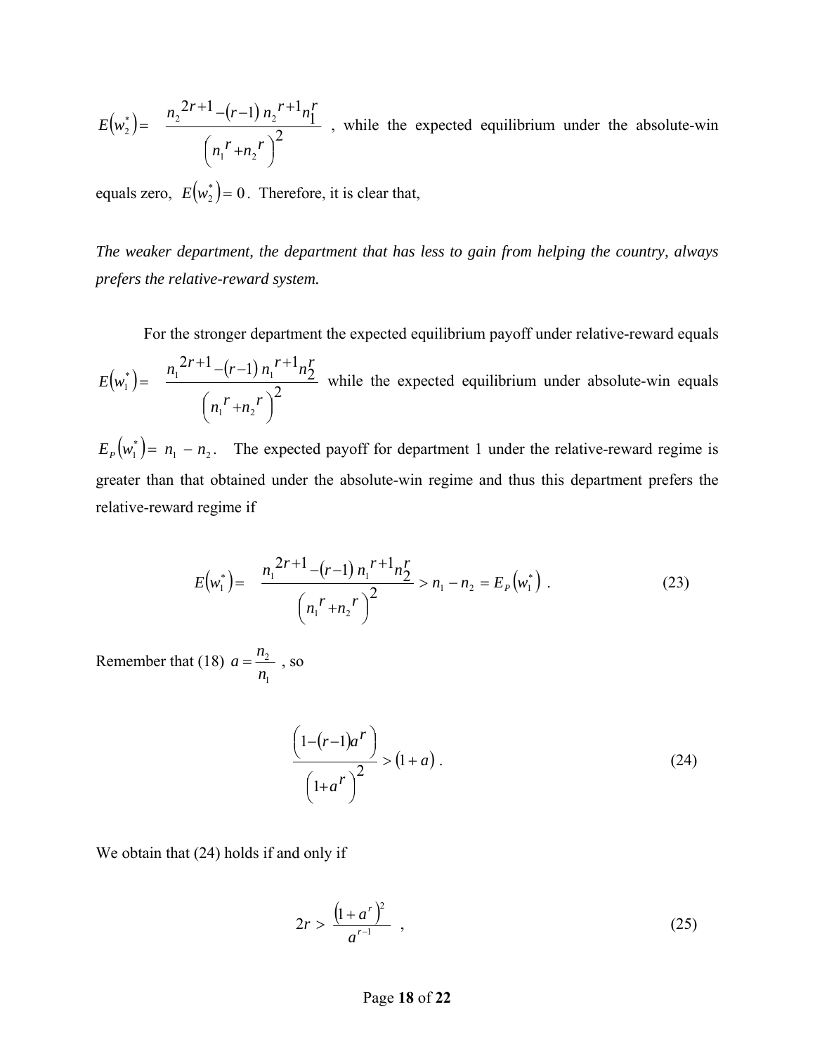$E(w_2^*) = \dfrac{n_2^{2r+1} - (r-1)\, n_2^{r+1} n_1^r}{\left(n_1^r + n_2^r\right)^2}$ , while the expected equilibrium under the absolute-win equals zero, $E(w_2^*) = 0$. Therefore, it is clear that,

*The weaker department, the department that has less to gain from helping the country, always prefers the relative-reward system.*

For the stronger department the expected equilibrium payoff under relative-reward equals $E(w_1^*) = \dfrac{n_1^{2r+1} - (r-1)\, n_1^{r+1} n_2^r}{\left(n_1^r + n_2^r\right)^2}$ while the expected equilibrium under absolute-win equals $E_P(w_1^*) = n_1 - n_2$. The expected payoff for department 1 under the relative-reward regime is greater than that obtained under the absolute-win regime and thus this department prefers the relative-reward regime if

$$E(w_1^*) = \frac{n_1^{2r+1} - (r-1)\, n_1^{r+1} n_2^r}{\left(n_1^r + n_2^r\right)^2} > n_1 - n_2 = E_P(w_1^*) \ . \tag{23}$$

Remember that (18) $a = \dfrac{n_2}{n_1}$ , so

$$\frac{\left(1 - (r-1)a^r\right)}{\left(1 + a^r\right)^2} > (1 + a) \ . \tag{24}$$

We obtain that (24) holds if and only if

$$2r > \frac{\left(1 + a^r\right)^2}{a^{r-1}} \ , \tag{25}$$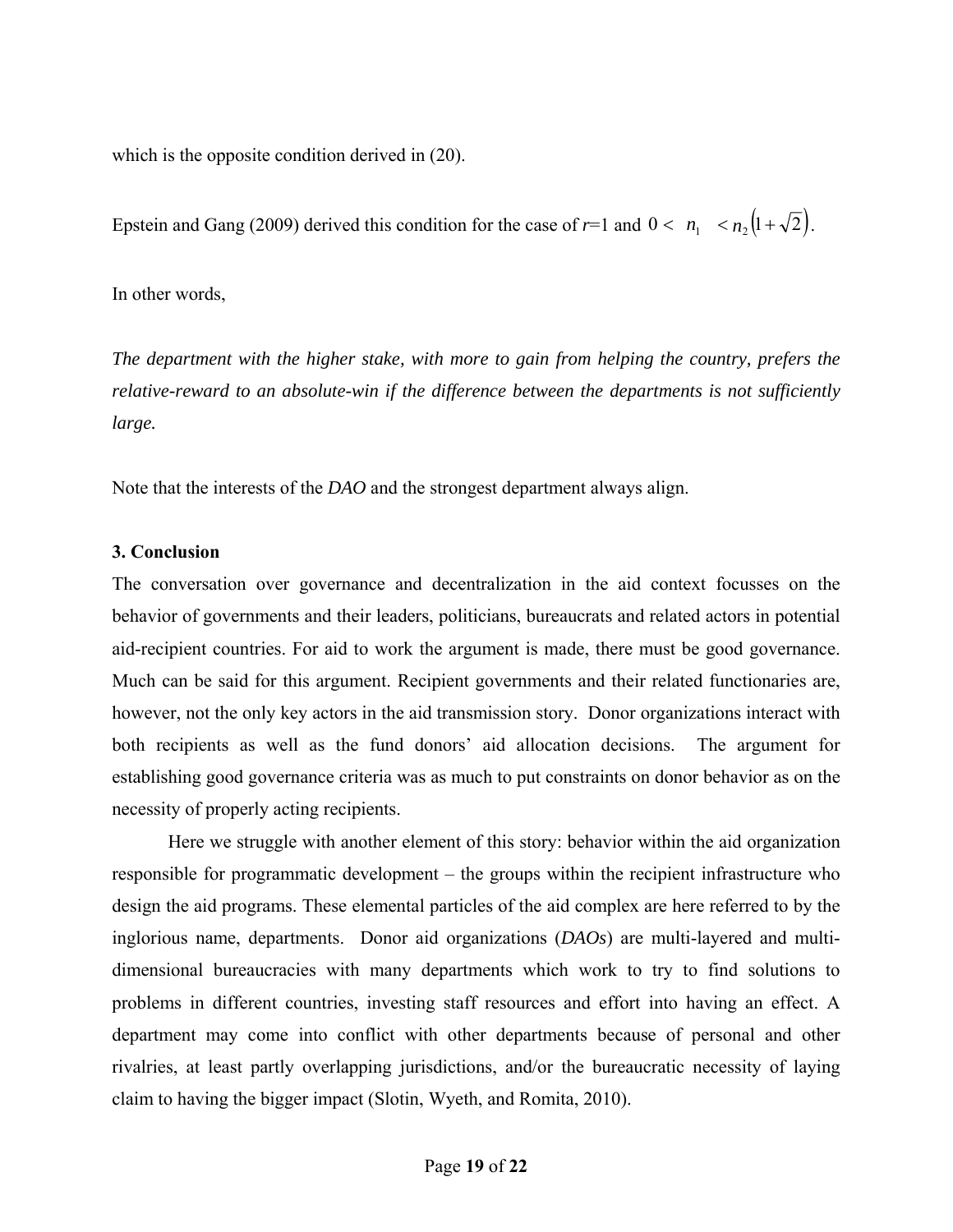which is the opposite condition derived in (20).

Epstein and Gang (2009) derived this condition for the case of $r$=1 and $0 < n_1 < n_2\left(1+\sqrt{2}\right)$.

In other words,

*The department with the higher stake, with more to gain from helping the country, prefers the relative-reward to an absolute-win if the difference between the departments is not sufficiently large.*

Note that the interests of the *DAO* and the strongest department always align.

### 3. Conclusion

The conversation over governance and decentralization in the aid context focusses on the behavior of governments and their leaders, politicians, bureaucrats and related actors in potential aid-recipient countries. For aid to work the argument is made, there must be good governance. Much can be said for this argument. Recipient governments and their related functionaries are, however, not the only key actors in the aid transmission story. Donor organizations interact with both recipients as well as the fund donors' aid allocation decisions. The argument for establishing good governance criteria was as much to put constraints on donor behavior as on the necessity of properly acting recipients.

Here we struggle with another element of this story: behavior within the aid organization responsible for programmatic development – the groups within the recipient infrastructure who design the aid programs. These elemental particles of the aid complex are here referred to by the inglorious name, departments. Donor aid organizations (*DAOs*) are multi-layered and multi-dimensional bureaucracies with many departments which work to try to find solutions to problems in different countries, investing staff resources and effort into having an effect. A department may come into conflict with other departments because of personal and other rivalries, at least partly overlapping jurisdictions, and/or the bureaucratic necessity of laying claim to having the bigger impact (Slotin, Wyeth, and Romita, 2010).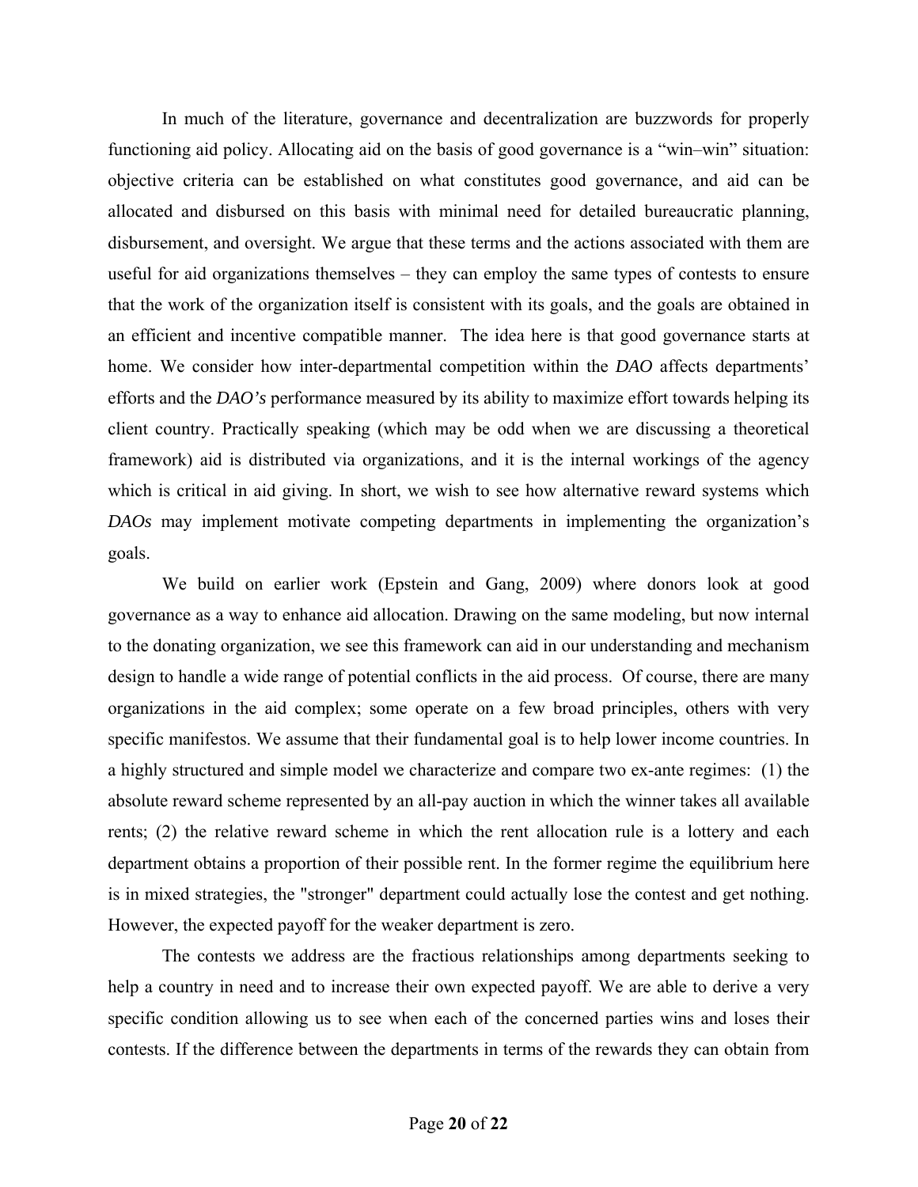In much of the literature, governance and decentralization are buzzwords for properly functioning aid policy. Allocating aid on the basis of good governance is a "win–win" situation: objective criteria can be established on what constitutes good governance, and aid can be allocated and disbursed on this basis with minimal need for detailed bureaucratic planning, disbursement, and oversight. We argue that these terms and the actions associated with them are useful for aid organizations themselves – they can employ the same types of contests to ensure that the work of the organization itself is consistent with its goals, and the goals are obtained in an efficient and incentive compatible manner. The idea here is that good governance starts at home. We consider how inter-departmental competition within the *DAO* affects departments' efforts and the *DAO's* performance measured by its ability to maximize effort towards helping its client country. Practically speaking (which may be odd when we are discussing a theoretical framework) aid is distributed via organizations, and it is the internal workings of the agency which is critical in aid giving. In short, we wish to see how alternative reward systems which *DAOs* may implement motivate competing departments in implementing the organization's goals.

We build on earlier work (Epstein and Gang, 2009) where donors look at good governance as a way to enhance aid allocation. Drawing on the same modeling, but now internal to the donating organization, we see this framework can aid in our understanding and mechanism design to handle a wide range of potential conflicts in the aid process. Of course, there are many organizations in the aid complex; some operate on a few broad principles, others with very specific manifestos. We assume that their fundamental goal is to help lower income countries. In a highly structured and simple model we characterize and compare two ex-ante regimes: (1) the absolute reward scheme represented by an all-pay auction in which the winner takes all available rents; (2) the relative reward scheme in which the rent allocation rule is a lottery and each department obtains a proportion of their possible rent. In the former regime the equilibrium here is in mixed strategies, the "stronger" department could actually lose the contest and get nothing. However, the expected payoff for the weaker department is zero.

The contests we address are the fractious relationships among departments seeking to help a country in need and to increase their own expected payoff. We are able to derive a very specific condition allowing us to see when each of the concerned parties wins and loses their contests. If the difference between the departments in terms of the rewards they can obtain from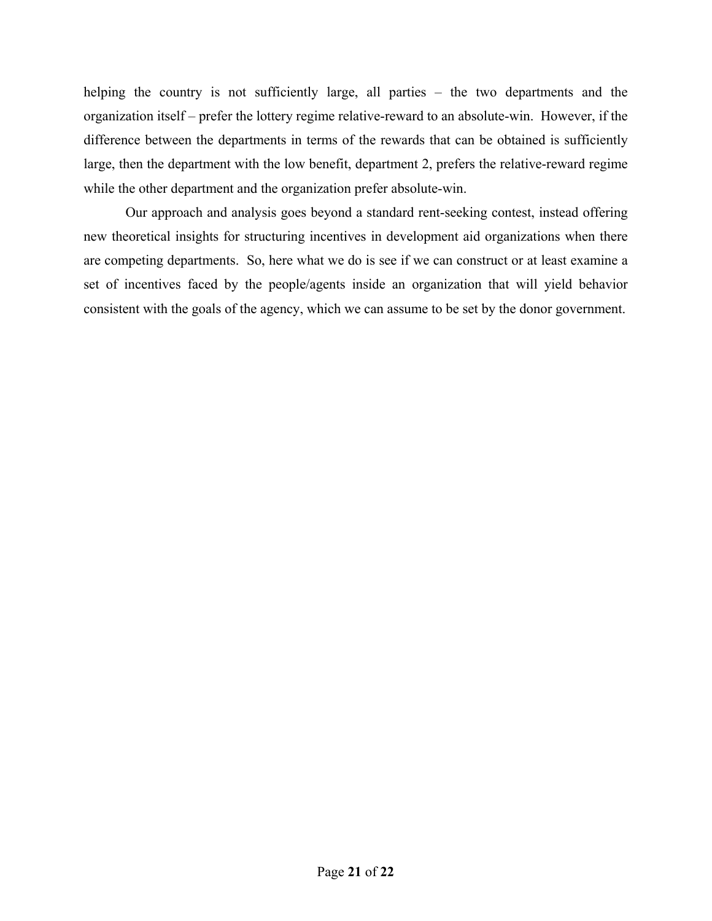helping the country is not sufficiently large, all parties – the two departments and the organization itself – prefer the lottery regime relative-reward to an absolute-win. However, if the difference between the departments in terms of the rewards that can be obtained is sufficiently large, then the department with the low benefit, department 2, prefers the relative-reward regime while the other department and the organization prefer absolute-win.

Our approach and analysis goes beyond a standard rent-seeking contest, instead offering new theoretical insights for structuring incentives in development aid organizations when there are competing departments. So, here what we do is see if we can construct or at least examine a set of incentives faced by the people/agents inside an organization that will yield behavior consistent with the goals of the agency, which we can assume to be set by the donor government.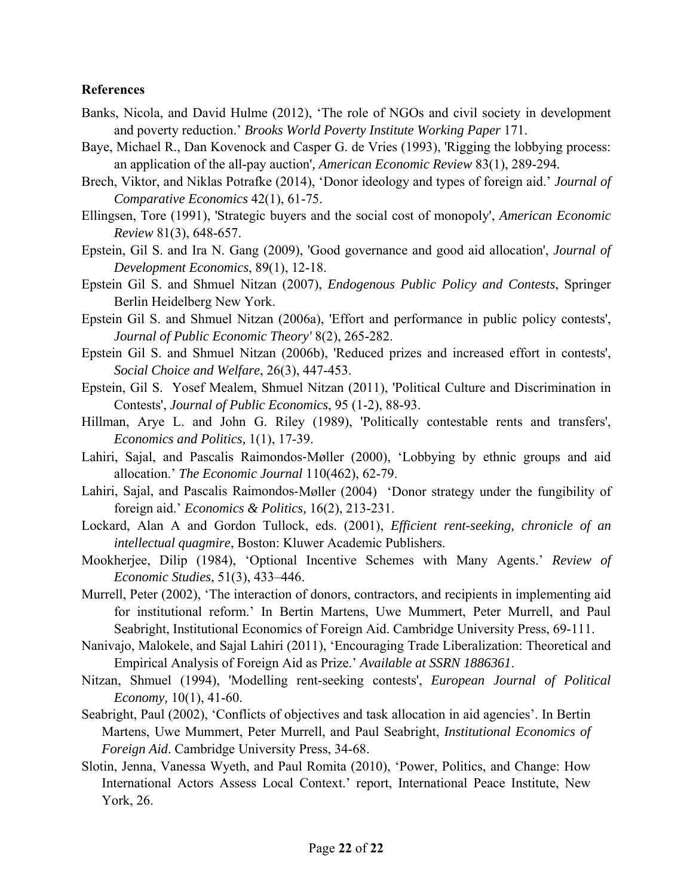**References**

Banks, Nicola, and David Hulme (2012), 'The role of NGOs and civil society in development and poverty reduction.' *Brooks World Poverty Institute Working Paper* 171.

Baye, Michael R., Dan Kovenock and Casper G. de Vries (1993), 'Rigging the lobbying process: an application of the all-pay auction', *American Economic Review* 83(1), 289-294.

Brech, Viktor, and Niklas Potrafke (2014), 'Donor ideology and types of foreign aid.' *Journal of Comparative Economics* 42(1), 61-75.

Ellingsen, Tore (1991), 'Strategic buyers and the social cost of monopoly', *American Economic Review* 81(3), 648-657.

Epstein, Gil S. and Ira N. Gang (2009), 'Good governance and good aid allocation', *Journal of Development Economics*, 89(1), 12-18.

Epstein Gil S. and Shmuel Nitzan (2007), *Endogenous Public Policy and Contests*, Springer Berlin Heidelberg New York.

Epstein Gil S. and Shmuel Nitzan (2006a), 'Effort and performance in public policy contests', *Journal of Public Economic Theory'* 8(2), 265-282.

Epstein Gil S. and Shmuel Nitzan (2006b), 'Reduced prizes and increased effort in contests', *Social Choice and Welfare*, 26(3), 447-453.

Epstein, Gil S. Yosef Mealem, Shmuel Nitzan (2011), 'Political Culture and Discrimination in Contests', *Journal of Public Economics*, 95 (1-2), 88-93.

Hillman, Arye L. and John G. Riley (1989), 'Politically contestable rents and transfers', *Economics and Politics,* 1(1), 17-39.

Lahiri, Sajal, and Pascalis Raimondos-Møller (2000), 'Lobbying by ethnic groups and aid allocation.' *The Economic Journal* 110(462), 62-79.

Lahiri, Sajal, and Pascalis Raimondos-Møller (2004) 'Donor strategy under the fungibility of foreign aid.' *Economics & Politics,* 16(2), 213-231.

Lockard, Alan A and Gordon Tullock, eds. (2001), *Efficient rent-seeking, chronicle of an intellectual quagmire*, Boston: Kluwer Academic Publishers.

Mookherjee, Dilip (1984), 'Optional Incentive Schemes with Many Agents.' *Review of Economic Studies*, 51(3), 433–446.

Murrell, Peter (2002), 'The interaction of donors, contractors, and recipients in implementing aid for institutional reform.' In Bertin Martens, Uwe Mummert, Peter Murrell, and Paul Seabright, Institutional Economics of Foreign Aid. Cambridge University Press, 69-111.

Nanivajo, Malokele, and Sajal Lahiri (2011), 'Encouraging Trade Liberalization: Theoretical and Empirical Analysis of Foreign Aid as Prize.' *Available at SSRN 1886361*.

Nitzan, Shmuel (1994), 'Modelling rent-seeking contests', *European Journal of Political Economy,* 10(1), 41-60.

Seabright, Paul (2002), 'Conflicts of objectives and task allocation in aid agencies'. In Bertin Martens, Uwe Mummert, Peter Murrell, and Paul Seabright, *Institutional Economics of Foreign Aid*. Cambridge University Press, 34-68.

Slotin, Jenna, Vanessa Wyeth, and Paul Romita (2010), 'Power, Politics, and Change: How International Actors Assess Local Context.' report, International Peace Institute, New York, 26.